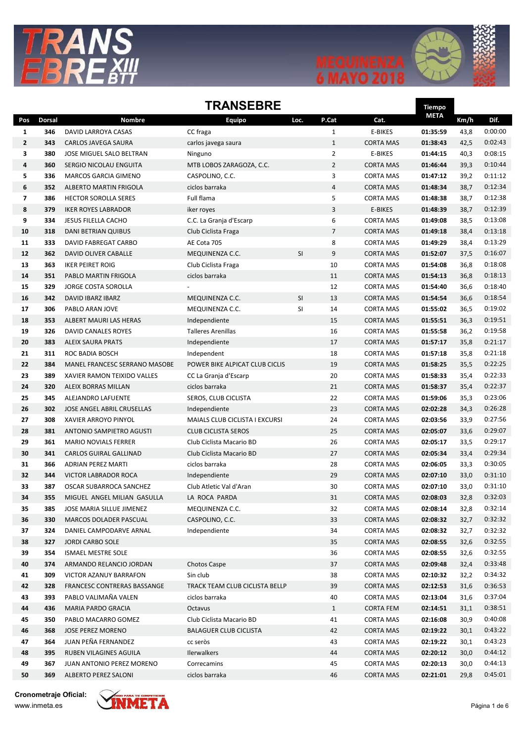# TRANSEBRE

| Pos | Dorsal | Nombre | Equipo | Loc. | P.Cat | Cat. | Tiempo META | Km/h | Dif. |
|---|---|---|---|---|---|---|---|---|---|
| 1 | 346 | DAVID LARROYA CASAS | CC fraga | | 1 | E-BIKES | 01:35:59 | 43,8 | 0:00:00 |
| 2 | 343 | CARLOS JAVEGA SAURA | carlos javega saura | | 1 | CORTA MAS | 01:38:43 | 42,5 | 0:02:43 |
| 3 | 380 | JOSE MIGUEL SALO BELTRAN | Ninguno | | 2 | E-BIKES | 01:44:15 | 40,3 | 0:08:15 |
| 4 | 360 | SERGIO NICOLAU ENGUITA | MTB LOBOS ZARAGOZA, C.C. | | 2 | CORTA MAS | 01:46:44 | 39,3 | 0:10:44 |
| 5 | 336 | MARCOS GARCIA GIMENO | CASPOLINO, C.C. | | 3 | CORTA MAS | 01:47:12 | 39,2 | 0:11:12 |
| 6 | 352 | ALBERTO MARTIN FRIGOLA | ciclos barraka | | 4 | CORTA MAS | 01:48:34 | 38,7 | 0:12:34 |
| 7 | 386 | HECTOR SOROLLA SERES | Full flama | | 5 | CORTA MAS | 01:48:38 | 38,7 | 0:12:38 |
| 8 | 379 | IKER ROYES LABRADOR | iker royes | | 3 | E-BIKES | 01:48:39 | 38,7 | 0:12:39 |
| 9 | 334 | JESUS FILELLA CACHO | C.C. La Granja d'Escarp | | 6 | CORTA MAS | 01:49:08 | 38,5 | 0:13:08 |
| 10 | 318 | DANI BETRIAN QUIBUS | Club Ciclista Fraga | | 7 | CORTA MAS | 01:49:18 | 38,4 | 0:13:18 |
| 11 | 333 | DAVID FABREGAT CARBO | AE Cota 705 | | 8 | CORTA MAS | 01:49:29 | 38,4 | 0:13:29 |
| 12 | 362 | DAVID OLIVER CABALLE | MEQUINENZA C.C. | SI | 9 | CORTA MAS | 01:52:07 | 37,5 | 0:16:07 |
| 13 | 363 | IKER PEIRET ROIG | Club Ciclista Fraga | | 10 | CORTA MAS | 01:54:08 | 36,8 | 0:18:08 |
| 14 | 351 | PABLO MARTIN FRIGOLA | ciclos barraka | | 11 | CORTA MAS | 01:54:13 | 36,8 | 0:18:13 |
| 15 | 329 | JORGE COSTA SOROLLA | - | | 12 | CORTA MAS | 01:54:40 | 36,6 | 0:18:40 |
| 16 | 342 | DAVID IBARZ IBARZ | MEQUINENZA C.C. | SI | 13 | CORTA MAS | 01:54:54 | 36,6 | 0:18:54 |
| 17 | 306 | PABLO ARAN JOVE | MEQUINENZA C.C. | SI | 14 | CORTA MAS | 01:55:02 | 36,5 | 0:19:02 |
| 18 | 353 | ALBERT MAURI LAS HERAS | Independiente | | 15 | CORTA MAS | 01:55:51 | 36,3 | 0:19:51 |
| 19 | 326 | DAVID CANALES ROYES | Talleres Arenillas | | 16 | CORTA MAS | 01:55:58 | 36,2 | 0:19:58 |
| 20 | 383 | ALEIX SAURA PRATS | Independiente | | 17 | CORTA MAS | 01:57:17 | 35,8 | 0:21:17 |
| 21 | 311 | ROC BADIA BOSCH | Independent | | 18 | CORTA MAS | 01:57:18 | 35,8 | 0:21:18 |
| 22 | 384 | MANEL FRANCESC SERRANO MASOBE | POWER BIKE ALPICAT CLUB CICLIS | | 19 | CORTA MAS | 01:58:25 | 35,5 | 0:22:25 |
| 23 | 389 | XAVIER RAMON TEIXIDO VALLES | CC La Granja d'Escarp | | 20 | CORTA MAS | 01:58:33 | 35,4 | 0:22:33 |
| 24 | 320 | ALEIX BORRAS MILLAN | ciclos barraka | | 21 | CORTA MAS | 01:58:37 | 35,4 | 0:22:37 |
| 25 | 345 | ALEJANDRO LAFUENTE | SEROS, CLUB CICLISTA | | 22 | CORTA MAS | 01:59:06 | 35,3 | 0:23:06 |
| 26 | 302 | JOSE ANGEL ABRIL CRUSELLAS | Independiente | | 23 | CORTA MAS | 02:02:28 | 34,3 | 0:26:28 |
| 27 | 308 | XAVIER ARROYO PINYOL | MAIALS CLUB CICLISTA I EXCURSI | | 24 | CORTA MAS | 02:03:56 | 33,9 | 0:27:56 |
| 28 | 381 | ANTONIO SAMPIETRO AGUSTI | CLUB CICLISTA SEROS | | 25 | CORTA MAS | 02:05:07 | 33,6 | 0:29:07 |
| 29 | 361 | MARIO NOVIALS FERRER | Club Ciclista Macario BD | | 26 | CORTA MAS | 02:05:17 | 33,5 | 0:29:17 |
| 30 | 341 | CARLOS GUIRAL GALLINAD | Club Ciclista Macario BD | | 27 | CORTA MAS | 02:05:34 | 33,4 | 0:29:34 |
| 31 | 366 | ADRIAN PEREZ MARTI | ciclos barraka | | 28 | CORTA MAS | 02:06:05 | 33,3 | 0:30:05 |
| 32 | 344 | VICTOR LABRADOR ROCA | Independiente | | 29 | CORTA MAS | 02:07:10 | 33,0 | 0:31:10 |
| 33 | 387 | OSCAR SUBARROCA SANCHEZ | Club Atletic Val d'Aran | | 30 | CORTA MAS | 02:07:10 | 33,0 | 0:31:10 |
| 34 | 355 | MIGUEL ANGEL MILIAN GASULLA | LA ROCA PARDA | | 31 | CORTA MAS | 02:08:03 | 32,8 | 0:32:03 |
| 35 | 385 | JOSE MARIA SILLUE JIMENEZ | MEQUINENZA C.C. | | 32 | CORTA MAS | 02:08:14 | 32,8 | 0:32:14 |
| 36 | 330 | MARCOS DOLADER PASCUAL | CASPOLINO, C.C. | | 33 | CORTA MAS | 02:08:32 | 32,7 | 0:32:32 |
| 37 | 324 | DANIEL CAMPODARVE ARNAL | Independiente | | 34 | CORTA MAS | 02:08:32 | 32,7 | 0:32:32 |
| 38 | 327 | JORDI CARBO SOLE | | | 35 | CORTA MAS | 02:08:55 | 32,6 | 0:32:55 |
| 39 | 354 | ISMAEL MESTRE SOLE | | | 36 | CORTA MAS | 02:08:55 | 32,6 | 0:32:55 |
| 40 | 374 | ARMANDO RELANCIO JORDAN | Chotos Caspe | | 37 | CORTA MAS | 02:09:48 | 32,4 | 0:33:48 |
| 41 | 309 | VICTOR AZANUY BARRAFON | Sin club | | 38 | CORTA MAS | 02:10:32 | 32,2 | 0:34:32 |
| 42 | 328 | FRANCESC CONTRERAS BASSANGE | TRACK TEAM CLUB CICLISTA BELLP | | 39 | CORTA MAS | 02:12:53 | 31,6 | 0:36:53 |
| 43 | 393 | PABLO VALIMAÑA VALEN | ciclos barraka | | 40 | CORTA MAS | 02:13:04 | 31,6 | 0:37:04 |
| 44 | 436 | MARIA PARDO GRACIA | Octavus | | 1 | CORTA FEM | 02:14:51 | 31,1 | 0:38:51 |
| 45 | 350 | PABLO MACARRO GOMEZ | Club Ciclista Macario BD | | 41 | CORTA MAS | 02:16:08 | 30,9 | 0:40:08 |
| 46 | 368 | JOSE PEREZ MORENO | BALAGUER CLUB CICLISTA | | 42 | CORTA MAS | 02:19:22 | 30,1 | 0:43:22 |
| 47 | 364 | JUAN PEÑA FERNANDEZ | cc seròs | | 43 | CORTA MAS | 02:19:22 | 30,1 | 0:43:23 |
| 48 | 395 | RUBEN VILAGINES AGUILA | llerwalkers | | 44 | CORTA MAS | 02:20:12 | 30,0 | 0:44:12 |
| 49 | 367 | JUAN ANTONIO PEREZ MORENO | Correcamins | | 45 | CORTA MAS | 02:20:13 | 30,0 | 0:44:13 |
| 50 | 369 | ALBERTO PEREZ SALONI | ciclos barraka | | 46 | CORTA MAS | 02:21:01 | 29,8 | 0:45:01 |

**Cronometraje Oficial:**
www.inmeta.es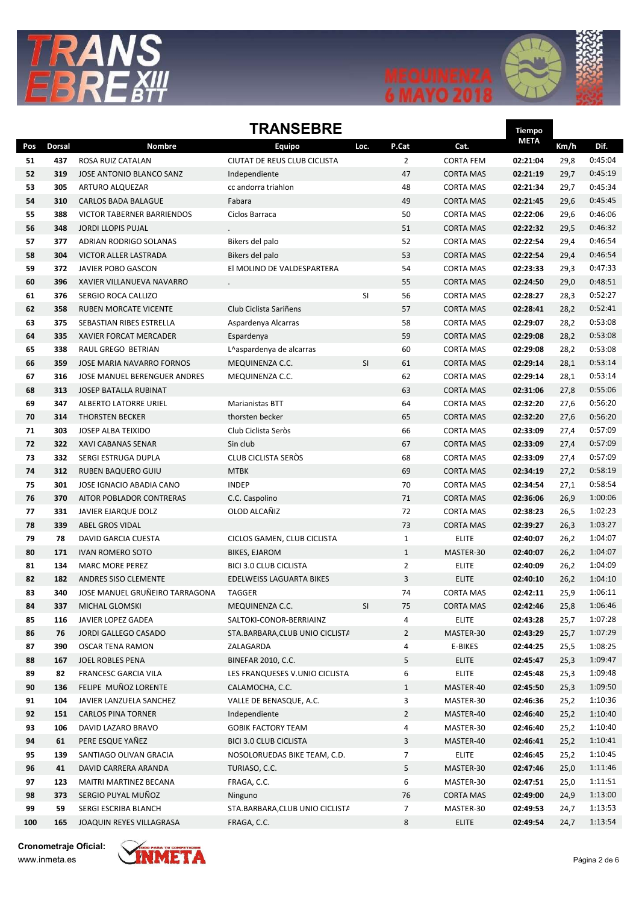# TRANSEBRE

| Pos | Dorsal | Nombre | Equipo | Loc. | P.Cat | Cat. | Tiempo META | Km/h | Dif. |
|---|---|---|---|---|---|---|---|---|---|
| 51 | 437 | ROSA RUIZ CATALAN | CIUTAT DE REUS CLUB CICLISTA | | 2 | CORTA FEM | 02:21:04 | 29,8 | 0:45:04 |
| 52 | 319 | JOSE ANTONIO BLANCO SANZ | Independiente | | 47 | CORTA MAS | 02:21:19 | 29,7 | 0:45:19 |
| 53 | 305 | ARTURO ALQUEZAR | cc andorra triahlon | | 48 | CORTA MAS | 02:21:34 | 29,7 | 0:45:34 |
| 54 | 310 | CARLOS BADA BALAGUE | Fabara | | 49 | CORTA MAS | 02:21:45 | 29,6 | 0:45:45 |
| 55 | 388 | VICTOR TABERNER BARRIENDOS | Ciclos Barraca | | 50 | CORTA MAS | 02:22:06 | 29,6 | 0:46:06 |
| 56 | 348 | JORDI LLOPIS PUJAL | . | | 51 | CORTA MAS | 02:22:32 | 29,5 | 0:46:32 |
| 57 | 377 | ADRIAN RODRIGO SOLANAS | Bikers del palo | | 52 | CORTA MAS | 02:22:54 | 29,4 | 0:46:54 |
| 58 | 304 | VICTOR ALLER LASTRADA | Bikers del palo | | 53 | CORTA MAS | 02:22:54 | 29,4 | 0:46:54 |
| 59 | 372 | JAVIER POBO GASCON | El MOLINO DE VALDESPARTERA | | 54 | CORTA MAS | 02:23:33 | 29,3 | 0:47:33 |
| 60 | 396 | XAVIER VILLANUEVA NAVARRO | . | | 55 | CORTA MAS | 02:24:50 | 29,0 | 0:48:51 |
| 61 | 376 | SERGIO ROCA CALLIZO | | SI | 56 | CORTA MAS | 02:28:27 | 28,3 | 0:52:27 |
| 62 | 358 | RUBEN MORCATE VICENTE | Club Ciclista Sariñens | | 57 | CORTA MAS | 02:28:41 | 28,2 | 0:52:41 |
| 63 | 375 | SEBASTIAN RIBES ESTRELLA | Aspardenya Alcarras | | 58 | CORTA MAS | 02:29:07 | 28,2 | 0:53:08 |
| 64 | 335 | XAVIER FORCAT MERCADER | Espardenya | | 59 | CORTA MAS | 02:29:08 | 28,2 | 0:53:08 |
| 65 | 338 | RAUL GREGO BETRIAN | L^aspardenya de alcarras | | 60 | CORTA MAS | 02:29:08 | 28,2 | 0:53:08 |
| 66 | 359 | JOSE MARIA NAVARRO FORNOS | MEQUINENZA C.C. | SI | 61 | CORTA MAS | 02:29:14 | 28,1 | 0:53:14 |
| 67 | 316 | JOSE MANUEL BERENGUER ANDRES | MEQUINENZA C.C. | | 62 | CORTA MAS | 02:29:14 | 28,1 | 0:53:14 |
| 68 | 313 | JOSEP BATALLA RUBINAT | | | 63 | CORTA MAS | 02:31:06 | 27,8 | 0:55:06 |
| 69 | 347 | ALBERTO LATORRE URIEL | Marianistas BTT | | 64 | CORTA MAS | 02:32:20 | 27,6 | 0:56:20 |
| 70 | 314 | THORSTEN BECKER | thorsten becker | | 65 | CORTA MAS | 02:32:20 | 27,6 | 0:56:20 |
| 71 | 303 | JOSEP ALBA TEIXIDO | Club Ciclista Seròs | | 66 | CORTA MAS | 02:33:09 | 27,4 | 0:57:09 |
| 72 | 322 | XAVI CABANAS SENAR | Sin club | | 67 | CORTA MAS | 02:33:09 | 27,4 | 0:57:09 |
| 73 | 332 | SERGI ESTRUGA DUPLA | CLUB CICLISTA SERÒS | | 68 | CORTA MAS | 02:33:09 | 27,4 | 0:57:09 |
| 74 | 312 | RUBEN BAQUERO GUIU | MTBK | | 69 | CORTA MAS | 02:34:19 | 27,2 | 0:58:19 |
| 75 | 301 | JOSE IGNACIO ABADIA CANO | INDEP | | 70 | CORTA MAS | 02:34:54 | 27,1 | 0:58:54 |
| 76 | 370 | AITOR POBLADOR CONTRERAS | C.C. Caspolino | | 71 | CORTA MAS | 02:36:06 | 26,9 | 1:00:06 |
| 77 | 331 | JAVIER EJARQUE DOLZ | OLOD ALCAÑIZ | | 72 | CORTA MAS | 02:38:23 | 26,5 | 1:02:23 |
| 78 | 339 | ABEL GROS VIDAL | | | 73 | CORTA MAS | 02:39:27 | 26,3 | 1:03:27 |
| 79 | 78 | DAVID GARCIA CUESTA | CICLOS GAMEN, CLUB CICLISTA | | 1 | ELITE | 02:40:07 | 26,2 | 1:04:07 |
| 80 | 171 | IVAN ROMERO SOTO | BIKES, EJAROM | | 1 | MASTER-30 | 02:40:07 | 26,2 | 1:04:07 |
| 81 | 134 | MARC MORE PEREZ | BICI 3.0 CLUB CICLISTA | | 2 | ELITE | 02:40:09 | 26,2 | 1:04:09 |
| 82 | 182 | ANDRES SISO CLEMENTE | EDELWEISS LAGUARTA BIKES | | 3 | ELITE | 02:40:10 | 26,2 | 1:04:10 |
| 83 | 340 | JOSE MANUEL GRUÑEIRO TARRAGONA | TAGGER | | 74 | CORTA MAS | 02:42:11 | 25,9 | 1:06:11 |
| 84 | 337 | MICHAL GLOMSKI | MEQUINENZA C.C. | SI | 75 | CORTA MAS | 02:42:46 | 25,8 | 1:06:46 |
| 85 | 116 | JAVIER LOPEZ GADEA | SALTOKI-CONOR-BERRIAINZ | | 4 | ELITE | 02:43:28 | 25,7 | 1:07:28 |
| 86 | 76 | JORDI GALLEGO CASADO | STA.BARBARA,CLUB UNIO CICLISTA | | 2 | MASTER-30 | 02:43:29 | 25,7 | 1:07:29 |
| 87 | 390 | OSCAR TENA RAMON | ZALAGARDA | | 4 | E-BIKES | 02:44:25 | 25,5 | 1:08:25 |
| 88 | 167 | JOEL ROBLES PENA | BINEFAR 2010, C.C. | | 5 | ELITE | 02:45:47 | 25,3 | 1:09:47 |
| 89 | 82 | FRANCESC GARCIA VILA | LES FRANQUESES V.UNIO CICLISTA | | 6 | ELITE | 02:45:48 | 25,3 | 1:09:48 |
| 90 | 136 | FELIPE MUÑOZ LORENTE | CALAMOCHA, C.C. | | 1 | MASTER-40 | 02:45:50 | 25,3 | 1:09:50 |
| 91 | 104 | JAVIER LANZUELA SANCHEZ | VALLE DE BENASQUE, A.C. | | 3 | MASTER-30 | 02:46:36 | 25,2 | 1:10:36 |
| 92 | 151 | CARLOS PINA TORNER | Independiente | | 2 | MASTER-40 | 02:46:40 | 25,2 | 1:10:40 |
| 93 | 106 | DAVID LAZARO BRAVO | GOBIK FACTORY TEAM | | 4 | MASTER-30 | 02:46:40 | 25,2 | 1:10:40 |
| 94 | 61 | PERE ESQUE YAÑEZ | BICI 3.0 CLUB CICLISTA | | 3 | MASTER-40 | 02:46:41 | 25,2 | 1:10:41 |
| 95 | 139 | SANTIAGO OLIVAN GRACIA | NOSOLORUEDAS BIKE TEAM, C.D. | | 7 | ELITE | 02:46:45 | 25,2 | 1:10:45 |
| 96 | 41 | DAVID CARRERA ARANDA | TURIASO, C.C. | | 5 | MASTER-30 | 02:47:46 | 25,0 | 1:11:46 |
| 97 | 123 | MAITRI MARTINEZ BECANA | FRAGA, C.C. | | 6 | MASTER-30 | 02:47:51 | 25,0 | 1:11:51 |
| 98 | 373 | SERGIO PUYAL MUÑOZ | Ninguno | | 76 | CORTA MAS | 02:49:00 | 24,9 | 1:13:00 |
| 99 | 59 | SERGI ESCRIBA BLANCH | STA.BARBARA,CLUB UNIO CICLISTA | | 7 | MASTER-30 | 02:49:53 | 24,7 | 1:13:53 |
| 100 | 165 | JOAQUIN REYES VILLAGRASA | FRAGA, C.C. | | 8 | ELITE | 02:49:54 | 24,7 | 1:13:54 |

**Cronometraje Oficial:**
www.inmeta.es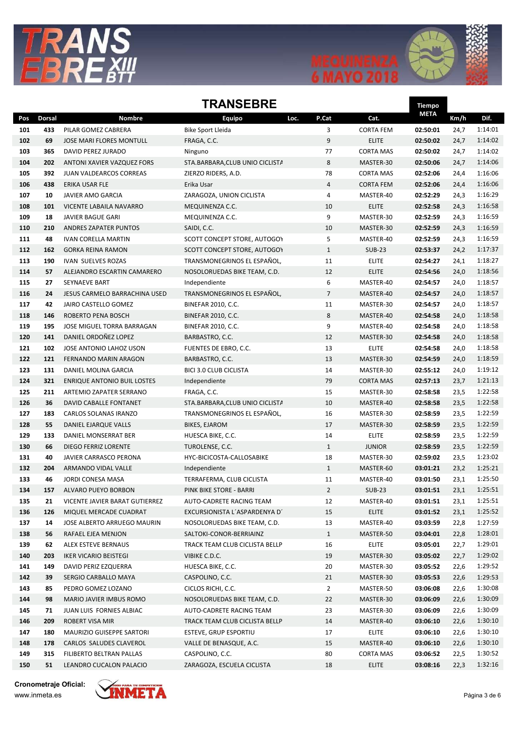## TRANSEBRE

| Pos | Dorsal | Nombre | Equipo | Loc. | P.Cat | Cat. | Tiempo META | Km/h | Dif. |
|---|---|---|---|---|---|---|---|---|---|
| 101 | 433 | PILAR GOMEZ CABRERA | Bike Sport Lleida | | 3 | CORTA FEM | 02:50:01 | 24,7 | 1:14:01 |
| 102 | 69 | JOSE MARI FLORES MONTULL | FRAGA, C.C. | | 9 | ELITE | 02:50:02 | 24,7 | 1:14:02 |
| 103 | 365 | DAVID PEREZ JURADO | Ninguno | | 77 | CORTA MAS | 02:50:02 | 24,7 | 1:14:02 |
| 104 | 202 | ANTONI XAVIER VAZQUEZ FORS | STA.BARBARA,CLUB UNIO CICLISTA | | 8 | MASTER-30 | 02:50:06 | 24,7 | 1:14:06 |
| 105 | 392 | JUAN VALDEARCOS CORREAS | ZIERZO RIDERS, A.D. | | 78 | CORTA MAS | 02:52:06 | 24,4 | 1:16:06 |
| 106 | 438 | ERIKA USAR FLE | Erika Usar | | 4 | CORTA FEM | 02:52:06 | 24,4 | 1:16:06 |
| 107 | 10 | JAVIER AMO GARCIA | ZARAGOZA, UNION CICLISTA | | 4 | MASTER-40 | 02:52:29 | 24,3 | 1:16:29 |
| 108 | 101 | VICENTE LABAILA NAVARRO | MEQUINENZA C.C. | | 10 | ELITE | 02:52:58 | 24,3 | 1:16:58 |
| 109 | 18 | JAVIER BAGUE GARI | MEQUINENZA C.C. | | 9 | MASTER-30 | 02:52:59 | 24,3 | 1:16:59 |
| 110 | 210 | ANDRES ZAPATER PUNTOS | SAIDI, C.C. | | 10 | MASTER-30 | 02:52:59 | 24,3 | 1:16:59 |
| 111 | 48 | IVAN CORELLA MARTIN | SCOTT CONCEPT STORE, AUTOGOY | | 5 | MASTER-40 | 02:52:59 | 24,3 | 1:16:59 |
| 112 | 162 | GORKA REINA RAMON | SCOTT CONCEPT STORE, AUTOGOY | | 1 | SUB-23 | 02:53:37 | 24,2 | 1:17:37 |
| 113 | 190 | IVAN SUELVES ROZAS | TRANSMONEGRINOS EL ESPAÑOL, | | 11 | ELITE | 02:54:27 | 24,1 | 1:18:27 |
| 114 | 57 | ALEJANDRO ESCARTIN CAMARERO | NOSOLORUEDAS BIKE TEAM, C.D. | | 12 | ELITE | 02:54:56 | 24,0 | 1:18:56 |
| 115 | 27 | SEYNAEVE BART | Independiente | | 6 | MASTER-40 | 02:54:57 | 24,0 | 1:18:57 |
| 116 | 24 | JESUS CARMELO BARRACHINA USED | TRANSMONEGRINOS EL ESPAÑOL, | | 7 | MASTER-40 | 02:54:57 | 24,0 | 1:18:57 |
| 117 | 42 | JAIRO CASTELLO GOMEZ | BINEFAR 2010, C.C. | | 11 | MASTER-30 | 02:54:57 | 24,0 | 1:18:57 |
| 118 | 146 | ROBERTO PENA BOSCH | BINEFAR 2010, C.C. | | 8 | MASTER-40 | 02:54:58 | 24,0 | 1:18:58 |
| 119 | 195 | JOSE MIGUEL TORRA BARRAGAN | BINEFAR 2010, C.C. | | 9 | MASTER-40 | 02:54:58 | 24,0 | 1:18:58 |
| 120 | 141 | DANIEL ORDOÑEZ LOPEZ | BARBASTRO, C.C. | | 12 | MASTER-30 | 02:54:58 | 24,0 | 1:18:58 |
| 121 | 102 | JOSE ANTONIO LAHOZ USON | FUENTES DE EBRO, C.C. | | 13 | ELITE | 02:54:58 | 24,0 | 1:18:58 |
| 122 | 121 | FERNANDO MARIN ARAGON | BARBASTRO, C.C. | | 13 | MASTER-30 | 02:54:59 | 24,0 | 1:18:59 |
| 123 | 131 | DANIEL MOLINA GARCIA | BICI 3.0 CLUB CICLISTA | | 14 | MASTER-30 | 02:55:12 | 24,0 | 1:19:12 |
| 124 | 321 | ENRIQUE ANTONIO BUIL LOSTES | Independiente | | 79 | CORTA MAS | 02:57:13 | 23,7 | 1:21:13 |
| 125 | 211 | ARTEMIO ZAPATER SERRANO | FRAGA, C.C. | | 15 | MASTER-30 | 02:58:58 | 23,5 | 1:22:58 |
| 126 | 36 | DAVID CABALLE FONTANET | STA.BARBARA,CLUB UNIO CICLISTA | | 10 | MASTER-40 | 02:58:58 | 23,5 | 1:22:58 |
| 127 | 183 | CARLOS SOLANAS IRANZO | TRANSMONEGRINOS EL ESPAÑOL, | | 16 | MASTER-30 | 02:58:59 | 23,5 | 1:22:59 |
| 128 | 55 | DANIEL EJARQUE VALLS | BIKES, EJAROM | | 17 | MASTER-30 | 02:58:59 | 23,5 | 1:22:59 |
| 129 | 133 | DANIEL MONSERRAT BER | HUESCA BIKE, C.C. | | 14 | ELITE | 02:58:59 | 23,5 | 1:22:59 |
| 130 | 66 | DIEGO FERRIZ LORENTE | TUROLENSE, C.C. | | 1 | JUNIOR | 02:58:59 | 23,5 | 1:22:59 |
| 131 | 40 | JAVIER CARRASCO PERONA | HYC-BICICOSTA-CALLOSABIKE | | 18 | MASTER-30 | 02:59:02 | 23,5 | 1:23:02 |
| 132 | 204 | ARMANDO VIDAL VALLE | Independiente | | 1 | MASTER-60 | 03:01:21 | 23,2 | 1:25:21 |
| 133 | 46 | JORDI CONESA MASA | TERRAFERMA, CLUB CICLISTA | | 11 | MASTER-40 | 03:01:50 | 23,1 | 1:25:50 |
| 134 | 157 | ALVARO PUEYO BORBON | PINK BIKE STORE - BARRI | | 2 | SUB-23 | 03:01:51 | 23,1 | 1:25:51 |
| 135 | 21 | VICENTE JAVIER BARAT GUTIERREZ | AUTO-CADRETE RACING TEAM | | 12 | MASTER-40 | 03:01:51 | 23,1 | 1:25:51 |
| 136 | 126 | MIQUEL MERCADE CUADRAT | EXCURSIONISTA L´ASPARDENYA D´ | | 15 | ELITE | 03:01:52 | 23,1 | 1:25:52 |
| 137 | 14 | JOSE ALBERTO ARRUEGO MAURIN | NOSOLORUEDAS BIKE TEAM, C.D. | | 13 | MASTER-40 | 03:03:59 | 22,8 | 1:27:59 |
| 138 | 56 | RAFAEL EJEA MENJON | SALTOKI-CONOR-BERRIAINZ | | 1 | MASTER-50 | 03:04:01 | 22,8 | 1:28:01 |
| 139 | 62 | ALEX ESTEVE BERNAUS | TRACK TEAM CLUB CICLISTA BELLP | | 16 | ELITE | 03:05:01 | 22,7 | 1:29:01 |
| 140 | 203 | IKER VICARIO BEISTEGI | VIBIKE C.D.C. | | 19 | MASTER-30 | 03:05:02 | 22,7 | 1:29:02 |
| 141 | 149 | DAVID PERIZ EZQUERRA | HUESCA BIKE, C.C. | | 20 | MASTER-30 | 03:05:52 | 22,6 | 1:29:52 |
| 142 | 39 | SERGIO CARBALLO MAYA | CASPOLINO, C.C. | | 21 | MASTER-30 | 03:05:53 | 22,6 | 1:29:53 |
| 143 | 85 | PEDRO GOMEZ LOZANO | CICLOS RICHI, C.C. | | 2 | MASTER-50 | 03:06:08 | 22,6 | 1:30:08 |
| 144 | 98 | MARIO JAVIER IMBUS ROMO | NOSOLORUEDAS BIKE TEAM, C.D. | | 22 | MASTER-30 | 03:06:09 | 22,6 | 1:30:09 |
| 145 | 71 | JUAN LUIS FORNIES ALBIAC | AUTO-CADRETE RACING TEAM | | 23 | MASTER-30 | 03:06:09 | 22,6 | 1:30:09 |
| 146 | 209 | ROBERT VISA MIR | TRACK TEAM CLUB CICLISTA BELLP | | 14 | MASTER-40 | 03:06:10 | 22,6 | 1:30:10 |
| 147 | 180 | MAURIZIO GUISEPPE SARTORI | ESTEVE, GRUP ESPORTIU | | 17 | ELITE | 03:06:10 | 22,6 | 1:30:10 |
| 148 | 178 | CARLOS SALUDES CLAVEROL | VALLE DE BENASQUE, A.C. | | 15 | MASTER-40 | 03:06:10 | 22,6 | 1:30:10 |
| 149 | 315 | FILIBERTO BELTRAN PALLAS | CASPOLINO, C.C. | | 80 | CORTA MAS | 03:06:52 | 22,5 | 1:30:52 |
| 150 | 51 | LEANDRO CUCALON PALACIO | ZARAGOZA, ESCUELA CICLISTA | | 18 | ELITE | 03:08:16 | 22,3 | 1:32:16 |

**Cronometraje Oficial:**
www.inmeta.es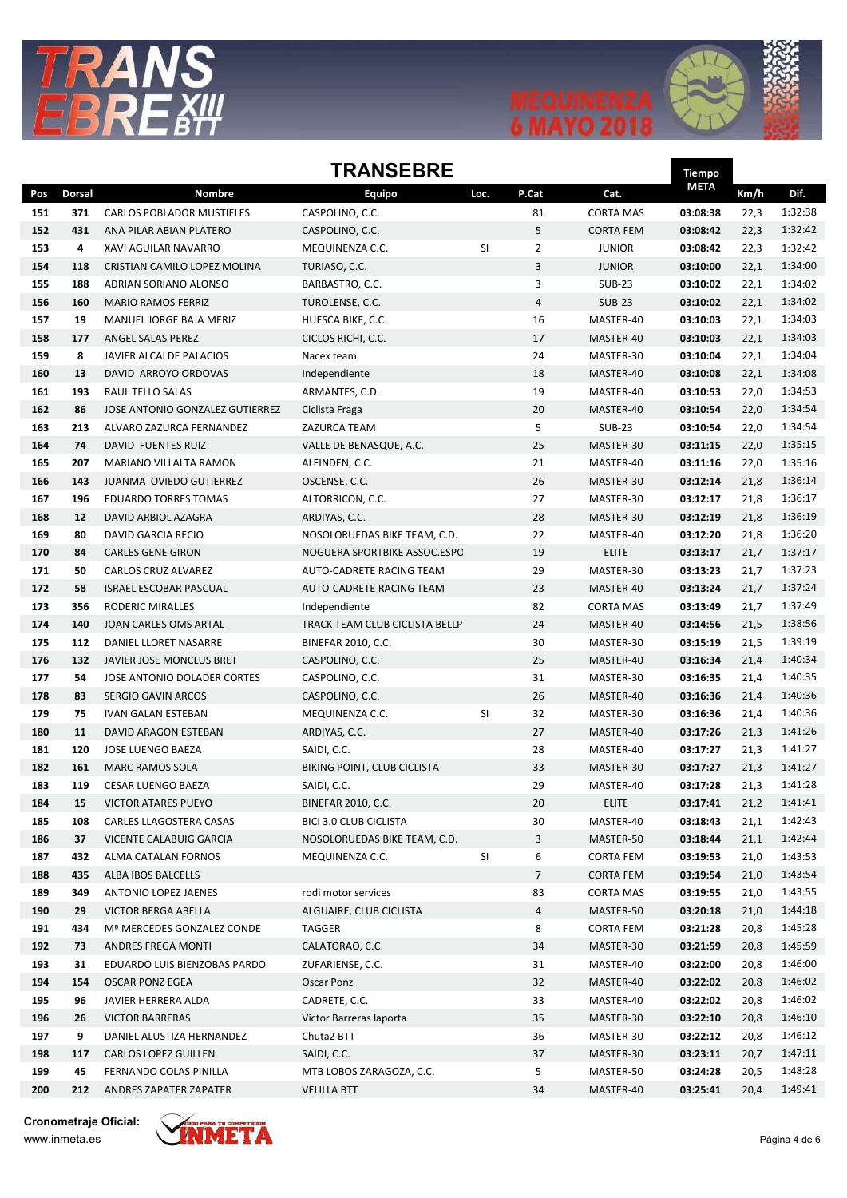# TRANSEBRE

| Pos | Dorsal | Nombre | Equipo | Loc. | P.Cat | Cat. | Tiempo META | Km/h | Dif. |
|---|---|---|---|---|---|---|---|---|---|
| 151 | 371 | CARLOS POBLADOR MUSTIELES | CASPOLINO, C.C. | | 81 | CORTA MAS | 03:08:38 | 22,3 | 1:32:38 |
| 152 | 431 | ANA PILAR ABIAN PLATERO | CASPOLINO, C.C. | | 5 | CORTA FEM | 03:08:42 | 22,3 | 1:32:42 |
| 153 | 4 | XAVI AGUILAR NAVARRO | MEQUINENZA C.C. | SI | 2 | JUNIOR | 03:08:42 | 22,3 | 1:32:42 |
| 154 | 118 | CRISTIAN CAMILO LOPEZ MOLINA | TURIASO, C.C. | | 3 | JUNIOR | 03:10:00 | 22,1 | 1:34:00 |
| 155 | 188 | ADRIAN SORIANO ALONSO | BARBASTRO, C.C. | | 3 | SUB-23 | 03:10:02 | 22,1 | 1:34:02 |
| 156 | 160 | MARIO RAMOS FERRIZ | TUROLENSE, C.C. | | 4 | SUB-23 | 03:10:02 | 22,1 | 1:34:02 |
| 157 | 19 | MANUEL JORGE BAJA MERIZ | HUESCA BIKE, C.C. | | 16 | MASTER-40 | 03:10:03 | 22,1 | 1:34:03 |
| 158 | 177 | ANGEL SALAS PEREZ | CICLOS RICHI, C.C. | | 17 | MASTER-40 | 03:10:03 | 22,1 | 1:34:03 |
| 159 | 8 | JAVIER ALCALDE PALACIOS | Nacex team | | 24 | MASTER-30 | 03:10:04 | 22,1 | 1:34:04 |
| 160 | 13 | DAVID ARROYO ORDOVAS | Independiente | | 18 | MASTER-40 | 03:10:08 | 22,1 | 1:34:08 |
| 161 | 193 | RAUL TELLO SALAS | ARMANTES, C.D. | | 19 | MASTER-40 | 03:10:53 | 22,0 | 1:34:53 |
| 162 | 86 | JOSE ANTONIO GONZALEZ GUTIERREZ | Ciclista Fraga | | 20 | MASTER-40 | 03:10:54 | 22,0 | 1:34:54 |
| 163 | 213 | ALVARO ZAZURCA FERNANDEZ | ZAZURCA TEAM | | 5 | SUB-23 | 03:10:54 | 22,0 | 1:34:54 |
| 164 | 74 | DAVID FUENTES RUIZ | VALLE DE BENASQUE, A.C. | | 25 | MASTER-30 | 03:11:15 | 22,0 | 1:35:15 |
| 165 | 207 | MARIANO VILLALTA RAMON | ALFINDEN, C.C. | | 21 | MASTER-40 | 03:11:16 | 22,0 | 1:35:16 |
| 166 | 143 | JUANMA OVIEDO GUTIERREZ | OSCENSE, C.C. | | 26 | MASTER-30 | 03:12:14 | 21,8 | 1:36:14 |
| 167 | 196 | EDUARDO TORRES TOMAS | ALTORRICON, C.C. | | 27 | MASTER-30 | 03:12:17 | 21,8 | 1:36:17 |
| 168 | 12 | DAVID ARBIOL AZAGRA | ARDIYAS, C.C. | | 28 | MASTER-30 | 03:12:19 | 21,8 | 1:36:19 |
| 169 | 80 | DAVID GARCIA RECIO | NOSOLORUEDAS BIKE TEAM, C.D. | | 22 | MASTER-40 | 03:12:20 | 21,8 | 1:36:20 |
| 170 | 84 | CARLES GENE GIRON | NOGUERA SPORTBIKE ASSOC.ESPO | | 19 | ELITE | 03:13:17 | 21,7 | 1:37:17 |
| 171 | 50 | CARLOS CRUZ ALVAREZ | AUTO-CADRETE RACING TEAM | | 29 | MASTER-30 | 03:13:23 | 21,7 | 1:37:23 |
| 172 | 58 | ISRAEL ESCOBAR PASCUAL | AUTO-CADRETE RACING TEAM | | 23 | MASTER-40 | 03:13:24 | 21,7 | 1:37:24 |
| 173 | 356 | RODERIC MIRALLES | Independiente | | 82 | CORTA MAS | 03:13:49 | 21,7 | 1:37:49 |
| 174 | 140 | JOAN CARLES OMS ARTAL | TRACK TEAM CLUB CICLISTA BELLP | | 24 | MASTER-40 | 03:14:56 | 21,5 | 1:38:56 |
| 175 | 112 | DANIEL LLORET NASARRE | BINEFAR 2010, C.C. | | 30 | MASTER-30 | 03:15:19 | 21,5 | 1:39:19 |
| 176 | 132 | JAVIER JOSE MONCLUS BRET | CASPOLINO, C.C. | | 25 | MASTER-40 | 03:16:34 | 21,4 | 1:40:34 |
| 177 | 54 | JOSE ANTONIO DOLADER CORTES | CASPOLINO, C.C. | | 31 | MASTER-30 | 03:16:35 | 21,4 | 1:40:35 |
| 178 | 83 | SERGIO GAVIN ARCOS | CASPOLINO, C.C. | | 26 | MASTER-40 | 03:16:36 | 21,4 | 1:40:36 |
| 179 | 75 | IVAN GALAN ESTEBAN | MEQUINENZA C.C. | SI | 32 | MASTER-30 | 03:16:36 | 21,4 | 1:40:36 |
| 180 | 11 | DAVID ARAGON ESTEBAN | ARDIYAS, C.C. | | 27 | MASTER-40 | 03:17:26 | 21,3 | 1:41:26 |
| 181 | 120 | JOSE LUENGO BAEZA | SAIDI, C.C. | | 28 | MASTER-40 | 03:17:27 | 21,3 | 1:41:27 |
| 182 | 161 | MARC RAMOS SOLA | BIKING POINT, CLUB CICLISTA | | 33 | MASTER-30 | 03:17:27 | 21,3 | 1:41:27 |
| 183 | 119 | CESAR LUENGO BAEZA | SAIDI, C.C. | | 29 | MASTER-40 | 03:17:28 | 21,3 | 1:41:28 |
| 184 | 15 | VICTOR ATARES PUEYO | BINEFAR 2010, C.C. | | 20 | ELITE | 03:17:41 | 21,2 | 1:41:41 |
| 185 | 108 | CARLES LLAGOSTERA CASAS | BICI 3.0 CLUB CICLISTA | | 30 | MASTER-40 | 03:18:43 | 21,1 | 1:42:43 |
| 186 | 37 | VICENTE CALABUIG GARCIA | NOSOLORUEDAS BIKE TEAM, C.D. | | 3 | MASTER-50 | 03:18:44 | 21,1 | 1:42:44 |
| 187 | 432 | ALMA CATALAN FORNOS | MEQUINENZA C.C. | SI | 6 | CORTA FEM | 03:19:53 | 21,0 | 1:43:53 |
| 188 | 435 | ALBA IBOS BALCELLS | | | 7 | CORTA FEM | 03:19:54 | 21,0 | 1:43:54 |
| 189 | 349 | ANTONIO LOPEZ JAENES | rodi motor services | | 83 | CORTA MAS | 03:19:55 | 21,0 | 1:43:55 |
| 190 | 29 | VICTOR BERGA ABELLA | ALGUAIRE, CLUB CICLISTA | | 4 | MASTER-50 | 03:20:18 | 21,0 | 1:44:18 |
| 191 | 434 | Mª MERCEDES GONZALEZ CONDE | TAGGER | | 8 | CORTA FEM | 03:21:28 | 20,8 | 1:45:28 |
| 192 | 73 | ANDRES FREGA MONTI | CALATORAO, C.C. | | 34 | MASTER-30 | 03:21:59 | 20,8 | 1:45:59 |
| 193 | 31 | EDUARDO LUIS BIENZOBAS PARDO | ZUFARIENSE, C.C. | | 31 | MASTER-40 | 03:22:00 | 20,8 | 1:46:00 |
| 194 | 154 | OSCAR PONZ EGEA | Oscar Ponz | | 32 | MASTER-40 | 03:22:02 | 20,8 | 1:46:02 |
| 195 | 96 | JAVIER HERRERA ALDA | CADRETE, C.C. | | 33 | MASTER-40 | 03:22:02 | 20,8 | 1:46:02 |
| 196 | 26 | VICTOR BARRERAS | Victor Barreras laporta | | 35 | MASTER-30 | 03:22:10 | 20,8 | 1:46:10 |
| 197 | 9 | DANIEL ALUSTIZA HERNANDEZ | Chuta2 BTT | | 36 | MASTER-30 | 03:22:12 | 20,8 | 1:46:12 |
| 198 | 117 | CARLOS LOPEZ GUILLEN | SAIDI, C.C. | | 37 | MASTER-30 | 03:23:11 | 20,7 | 1:47:11 |
| 199 | 45 | FERNANDO COLAS PINILLA | MTB LOBOS ZARAGOZA, C.C. | | 5 | MASTER-50 | 03:24:28 | 20,5 | 1:48:28 |
| 200 | 212 | ANDRES ZAPATER ZAPATER | VELILLA BTT | | 34 | MASTER-40 | 03:25:41 | 20,4 | 1:49:41 |

**Cronometraje Oficial:**
www.inmeta.es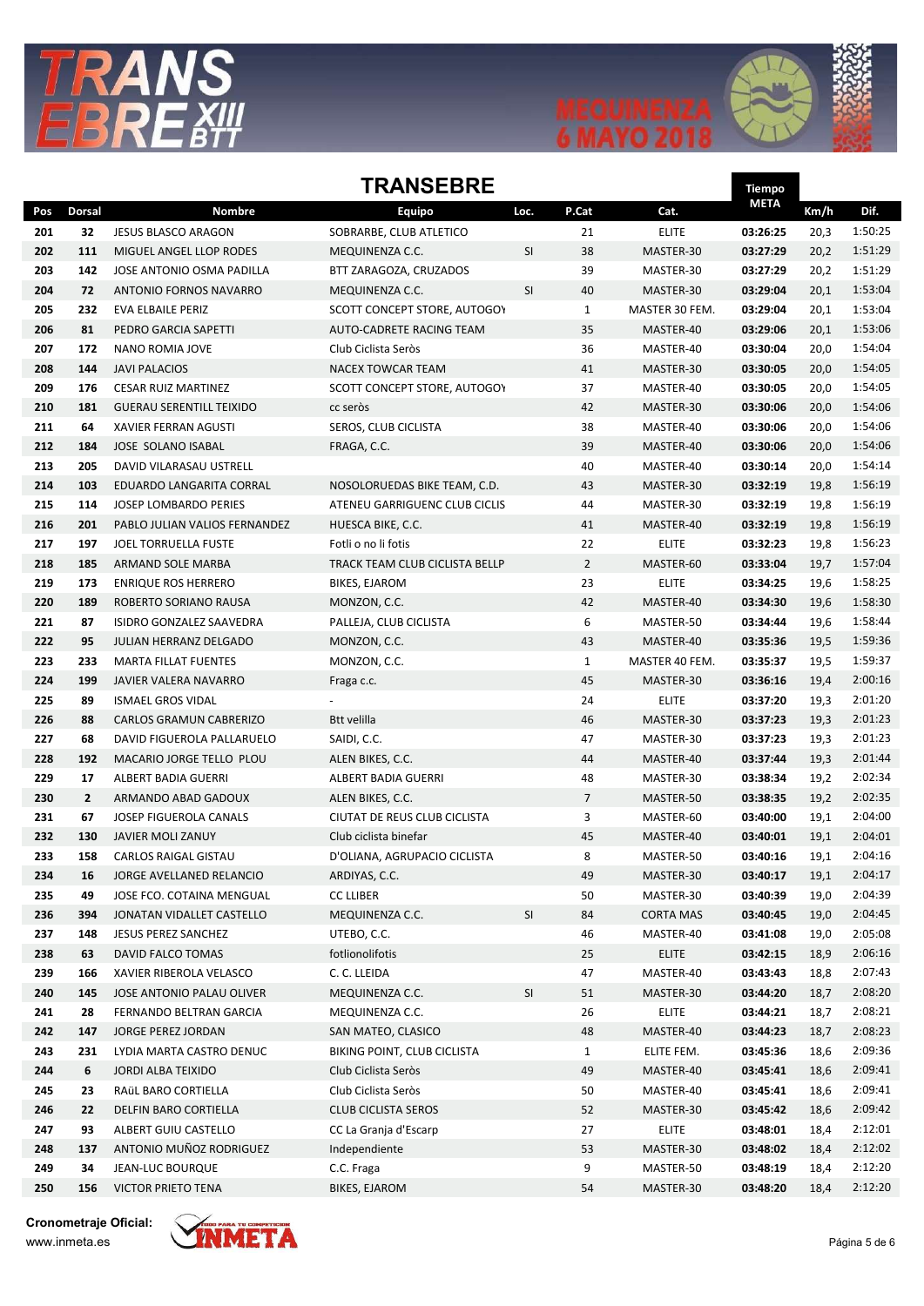# TRANSEBRE

| Pos | Dorsal | Nombre | Equipo | Loc. | P.Cat | Cat. | Tiempo META | Km/h | Dif. |
|---|---|---|---|---|---|---|---|---|---|
| 201 | 32 | JESUS BLASCO ARAGON | SOBRARBE, CLUB ATLETICO | | 21 | ELITE | 03:26:25 | 20,3 | 1:50:25 |
| 202 | 111 | MIGUEL ANGEL LLOP RODES | MEQUINENZA C.C. | SI | 38 | MASTER-30 | 03:27:29 | 20,2 | 1:51:29 |
| 203 | 142 | JOSE ANTONIO OSMA PADILLA | BTT ZARAGOZA, CRUZADOS | | 39 | MASTER-30 | 03:27:29 | 20,2 | 1:51:29 |
| 204 | 72 | ANTONIO FORNOS NAVARRO | MEQUINENZA C.C. | SI | 40 | MASTER-30 | 03:29:04 | 20,1 | 1:53:04 |
| 205 | 232 | EVA ELBAILE PERIZ | SCOTT CONCEPT STORE, AUTOGOY | | 1 | MASTER 30 FEM. | 03:29:04 | 20,1 | 1:53:04 |
| 206 | 81 | PEDRO GARCIA SAPETTI | AUTO-CADRETE RACING TEAM | | 35 | MASTER-40 | 03:29:06 | 20,1 | 1:53:06 |
| 207 | 172 | NANO ROMIA JOVE | Club Ciclista Seròs | | 36 | MASTER-40 | 03:30:04 | 20,0 | 1:54:04 |
| 208 | 144 | JAVI PALACIOS | NACEX TOWCAR TEAM | | 41 | MASTER-30 | 03:30:05 | 20,0 | 1:54:05 |
| 209 | 176 | CESAR RUIZ MARTINEZ | SCOTT CONCEPT STORE, AUTOGOY | | 37 | MASTER-40 | 03:30:05 | 20,0 | 1:54:05 |
| 210 | 181 | GUERAU SERENTILL TEIXIDO | cc seròs | | 42 | MASTER-30 | 03:30:06 | 20,0 | 1:54:06 |
| 211 | 64 | XAVIER FERRAN AGUSTI | SEROS, CLUB CICLISTA | | 38 | MASTER-40 | 03:30:06 | 20,0 | 1:54:06 |
| 212 | 184 | JOSE SOLANO ISABAL | FRAGA, C.C. | | 39 | MASTER-40 | 03:30:06 | 20,0 | 1:54:06 |
| 213 | 205 | DAVID VILARASAU USTRELL | | | 40 | MASTER-40 | 03:30:14 | 20,0 | 1:54:14 |
| 214 | 103 | EDUARDO LANGARITA CORRAL | NOSOLORUEDAS BIKE TEAM, C.D. | | 43 | MASTER-30 | 03:32:19 | 19,8 | 1:56:19 |
| 215 | 114 | JOSEP LOMBARDO PERIES | ATENEU GARRIGUENC CLUB CICLIS | | 44 | MASTER-30 | 03:32:19 | 19,8 | 1:56:19 |
| 216 | 201 | PABLO JULIAN VALIOS FERNANDEZ | HUESCA BIKE, C.C. | | 41 | MASTER-40 | 03:32:19 | 19,8 | 1:56:19 |
| 217 | 197 | JOEL TORRUELLA FUSTE | Fotli o no li fotis | | 22 | ELITE | 03:32:23 | 19,8 | 1:56:23 |
| 218 | 185 | ARMAND SOLE MARBA | TRACK TEAM CLUB CICLISTA BELLP | | 2 | MASTER-60 | 03:33:04 | 19,7 | 1:57:04 |
| 219 | 173 | ENRIQUE ROS HERRERO | BIKES, EJAROM | | 23 | ELITE | 03:34:25 | 19,6 | 1:58:25 |
| 220 | 189 | ROBERTO SORIANO RAUSA | MONZON, C.C. | | 42 | MASTER-40 | 03:34:30 | 19,6 | 1:58:30 |
| 221 | 87 | ISIDRO GONZALEZ SAAVEDRA | PALLEJA, CLUB CICLISTA | | 6 | MASTER-50 | 03:34:44 | 19,6 | 1:58:44 |
| 222 | 95 | JULIAN HERRANZ DELGADO | MONZON, C.C. | | 43 | MASTER-40 | 03:35:36 | 19,5 | 1:59:36 |
| 223 | 233 | MARTA FILLAT FUENTES | MONZON, C.C. | | 1 | MASTER 40 FEM. | 03:35:37 | 19,5 | 1:59:37 |
| 224 | 199 | JAVIER VALERA NAVARRO | Fraga c.c. | | 45 | MASTER-30 | 03:36:16 | 19,4 | 2:00:16 |
| 225 | 89 | ISMAEL GROS VIDAL | - | | 24 | ELITE | 03:37:20 | 19,3 | 2:01:20 |
| 226 | 88 | CARLOS GRAMUN CABRERIZO | Btt velilla | | 46 | MASTER-30 | 03:37:23 | 19,3 | 2:01:23 |
| 227 | 68 | DAVID FIGUEROLA PALLARUELO | SAIDI, C.C. | | 47 | MASTER-30 | 03:37:23 | 19,3 | 2:01:23 |
| 228 | 192 | MACARIO JORGE TELLO PLOU | ALEN BIKES, C.C. | | 44 | MASTER-40 | 03:37:44 | 19,3 | 2:01:44 |
| 229 | 17 | ALBERT BADIA GUERRI | ALBERT BADIA GUERRI | | 48 | MASTER-30 | 03:38:34 | 19,2 | 2:02:34 |
| 230 | 2 | ARMANDO ABAD GADOUX | ALEN BIKES, C.C. | | 7 | MASTER-50 | 03:38:35 | 19,2 | 2:02:35 |
| 231 | 67 | JOSEP FIGUEROLA CANALS | CIUTAT DE REUS CLUB CICLISTA | | 3 | MASTER-60 | 03:40:00 | 19,1 | 2:04:00 |
| 232 | 130 | JAVIER MOLI ZANUY | Club ciclista binefar | | 45 | MASTER-40 | 03:40:01 | 19,1 | 2:04:01 |
| 233 | 158 | CARLOS RAIGAL GISTAU | D'OLIANA, AGRUPACIO CICLISTA | | 8 | MASTER-50 | 03:40:16 | 19,1 | 2:04:16 |
| 234 | 16 | JORGE AVELLANED RELANCIO | ARDIYAS, C.C. | | 49 | MASTER-30 | 03:40:17 | 19,1 | 2:04:17 |
| 235 | 49 | JOSE FCO. COTAINA MENGUAL | CC LLIBER | | 50 | MASTER-30 | 03:40:39 | 19,0 | 2:04:39 |
| 236 | 394 | JONATAN VIDALLET CASTELLO | MEQUINENZA C.C. | SI | 84 | CORTA MAS | 03:40:45 | 19,0 | 2:04:45 |
| 237 | 148 | JESUS PEREZ SANCHEZ | UTEBO, C.C. | | 46 | MASTER-40 | 03:41:08 | 19,0 | 2:05:08 |
| 238 | 63 | DAVID FALCO TOMAS | fotlionolifotis | | 25 | ELITE | 03:42:15 | 18,9 | 2:06:16 |
| 239 | 166 | XAVIER RIBEROLA VELASCO | C. C. LLEIDA | | 47 | MASTER-40 | 03:43:43 | 18,8 | 2:07:43 |
| 240 | 145 | JOSE ANTONIO PALAU OLIVER | MEQUINENZA C.C. | SI | 51 | MASTER-30 | 03:44:20 | 18,7 | 2:08:20 |
| 241 | 28 | FERNANDO BELTRAN GARCIA | MEQUINENZA C.C. | | 26 | ELITE | 03:44:21 | 18,7 | 2:08:21 |
| 242 | 147 | JORGE PEREZ JORDAN | SAN MATEO, CLASICO | | 48 | MASTER-40 | 03:44:23 | 18,7 | 2:08:23 |
| 243 | 231 | LYDIA MARTA CASTRO DENUC | BIKING POINT, CLUB CICLISTA | | 1 | ELITE FEM. | 03:45:36 | 18,6 | 2:09:36 |
| 244 | 6 | JORDI ALBA TEIXIDO | Club Ciclista Seròs | | 49 | MASTER-40 | 03:45:41 | 18,6 | 2:09:41 |
| 245 | 23 | RAüL BARO CORTIELLA | Club Ciclista Seròs | | 50 | MASTER-40 | 03:45:41 | 18,6 | 2:09:41 |
| 246 | 22 | DELFIN BARO CORTIELLA | CLUB CICLISTA SEROS | | 52 | MASTER-30 | 03:45:42 | 18,6 | 2:09:42 |
| 247 | 93 | ALBERT GUIU CASTELLO | CC La Granja d'Escarp | | 27 | ELITE | 03:48:01 | 18,4 | 2:12:01 |
| 248 | 137 | ANTONIO MUÑOZ RODRIGUEZ | Independiente | | 53 | MASTER-30 | 03:48:02 | 18,4 | 2:12:02 |
| 249 | 34 | JEAN-LUC BOURQUE | C.C. Fraga | | 9 | MASTER-50 | 03:48:19 | 18,4 | 2:12:20 |
| 250 | 156 | VICTOR PRIETO TENA | BIKES, EJAROM | | 54 | MASTER-30 | 03:48:20 | 18,4 | 2:12:20 |

**Cronometraje Oficial:**
www.inmeta.es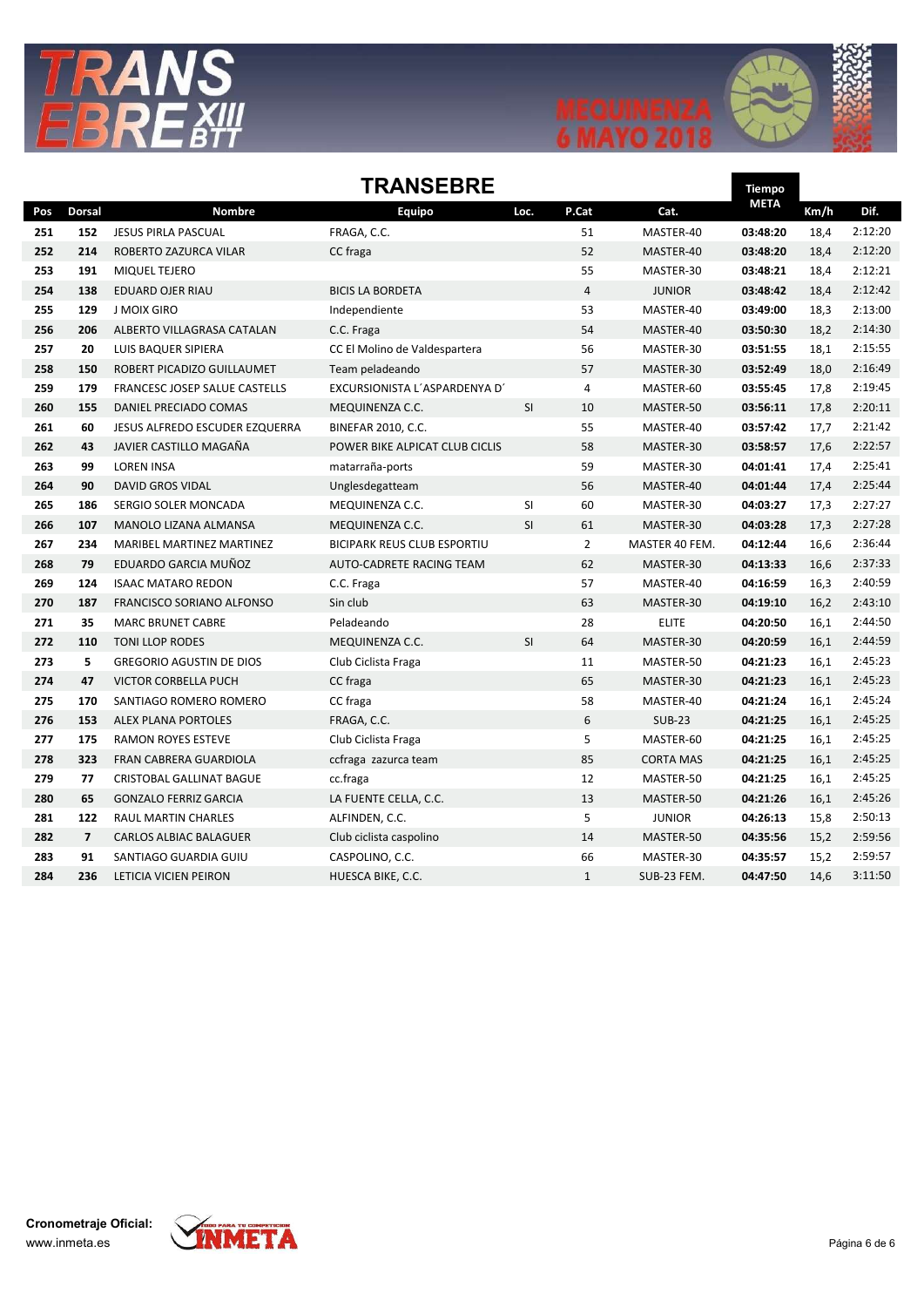## TRANSEBRE

| Pos | Dorsal | Nombre | Equipo | Loc. | P.Cat | Cat. | Tiempo META | Km/h | Dif. |
|---|---|---|---|---|---|---|---|---|---|
| 251 | 152 | JESUS PIRLA PASCUAL | FRAGA, C.C. | | 51 | MASTER-40 | 03:48:20 | 18,4 | 2:12:20 |
| 252 | 214 | ROBERTO ZAZURCA VILAR | CC fraga | | 52 | MASTER-40 | 03:48:20 | 18,4 | 2:12:20 |
| 253 | 191 | MIQUEL TEJERO | | | 55 | MASTER-30 | 03:48:21 | 18,4 | 2:12:21 |
| 254 | 138 | EDUARD OJER RIAU | BICIS LA BORDETA | | 4 | JUNIOR | 03:48:42 | 18,4 | 2:12:42 |
| 255 | 129 | J MOIX GIRO | Independiente | | 53 | MASTER-40 | 03:49:00 | 18,3 | 2:13:00 |
| 256 | 206 | ALBERTO VILLAGRASA CATALAN | C.C. Fraga | | 54 | MASTER-40 | 03:50:30 | 18,2 | 2:14:30 |
| 257 | 20 | LUIS BAQUER SIPIERA | CC El Molino de Valdespartera | | 56 | MASTER-30 | 03:51:55 | 18,1 | 2:15:55 |
| 258 | 150 | ROBERT PICADIZO GUILLAUMET | Team peladeando | | 57 | MASTER-30 | 03:52:49 | 18,0 | 2:16:49 |
| 259 | 179 | FRANCESC JOSEP SALUE CASTELLS | EXCURSIONISTA L´ASPARDENYA D´ | | 4 | MASTER-60 | 03:55:45 | 17,8 | 2:19:45 |
| 260 | 155 | DANIEL PRECIADO COMAS | MEQUINENZA C.C. | SI | 10 | MASTER-50 | 03:56:11 | 17,8 | 2:20:11 |
| 261 | 60 | JESUS ALFREDO ESCUDER EZQUERRA | BINEFAR 2010, C.C. | | 55 | MASTER-40 | 03:57:42 | 17,7 | 2:21:42 |
| 262 | 43 | JAVIER CASTILLO MAGAÑA | POWER BIKE ALPICAT CLUB CICLIS | | 58 | MASTER-30 | 03:58:57 | 17,6 | 2:22:57 |
| 263 | 99 | LOREN INSA | matarraña-ports | | 59 | MASTER-30 | 04:01:41 | 17,4 | 2:25:41 |
| 264 | 90 | DAVID GROS VIDAL | Unglesdegatteam | | 56 | MASTER-40 | 04:01:44 | 17,4 | 2:25:44 |
| 265 | 186 | SERGIO SOLER MONCADA | MEQUINENZA C.C. | SI | 60 | MASTER-30 | 04:03:27 | 17,3 | 2:27:27 |
| 266 | 107 | MANOLO LIZANA ALMANSA | MEQUINENZA C.C. | SI | 61 | MASTER-30 | 04:03:28 | 17,3 | 2:27:28 |
| 267 | 234 | MARIBEL MARTINEZ MARTINEZ | BICIPARK REUS CLUB ESPORTIU | | 2 | MASTER 40 FEM. | 04:12:44 | 16,6 | 2:36:44 |
| 268 | 79 | EDUARDO GARCIA MUÑOZ | AUTO-CADRETE RACING TEAM | | 62 | MASTER-30 | 04:13:33 | 16,6 | 2:37:33 |
| 269 | 124 | ISAAC MATARO REDON | C.C. Fraga | | 57 | MASTER-40 | 04:16:59 | 16,3 | 2:40:59 |
| 270 | 187 | FRANCISCO SORIANO ALFONSO | Sin club | | 63 | MASTER-30 | 04:19:10 | 16,2 | 2:43:10 |
| 271 | 35 | MARC BRUNET CABRE | Peladeando | | 28 | ELITE | 04:20:50 | 16,1 | 2:44:50 |
| 272 | 110 | TONI LLOP RODES | MEQUINENZA C.C. | SI | 64 | MASTER-30 | 04:20:59 | 16,1 | 2:44:59 |
| 273 | 5 | GREGORIO AGUSTIN DE DIOS | Club Ciclista Fraga | | 11 | MASTER-50 | 04:21:23 | 16,1 | 2:45:23 |
| 274 | 47 | VICTOR CORBELLA PUCH | CC fraga | | 65 | MASTER-30 | 04:21:23 | 16,1 | 2:45:23 |
| 275 | 170 | SANTIAGO ROMERO ROMERO | CC fraga | | 58 | MASTER-40 | 04:21:24 | 16,1 | 2:45:24 |
| 276 | 153 | ALEX PLANA PORTOLES | FRAGA, C.C. | | 6 | SUB-23 | 04:21:25 | 16,1 | 2:45:25 |
| 277 | 175 | RAMON ROYES ESTEVE | Club Ciclista Fraga | | 5 | MASTER-60 | 04:21:25 | 16,1 | 2:45:25 |
| 278 | 323 | FRAN CABRERA GUARDIOLA | ccfraga zazurca team | | 85 | CORTA MAS | 04:21:25 | 16,1 | 2:45:25 |
| 279 | 77 | CRISTOBAL GALLINAT BAGUE | cc.fraga | | 12 | MASTER-50 | 04:21:25 | 16,1 | 2:45:25 |
| 280 | 65 | GONZALO FERRIZ GARCIA | LA FUENTE CELLA, C.C. | | 13 | MASTER-50 | 04:21:26 | 16,1 | 2:45:26 |
| 281 | 122 | RAUL MARTIN CHARLES | ALFINDEN, C.C. | | 5 | JUNIOR | 04:26:13 | 15,8 | 2:50:13 |
| 282 | 7 | CARLOS ALBIAC BALAGUER | Club ciclista caspolino | | 14 | MASTER-50 | 04:35:56 | 15,2 | 2:59:56 |
| 283 | 91 | SANTIAGO GUARDIA GUIU | CASPOLINO, C.C. | | 66 | MASTER-30 | 04:35:57 | 15,2 | 2:59:57 |
| 284 | 236 | LETICIA VICIEN PEIRON | HUESCA BIKE, C.C. | | 1 | SUB-23 FEM. | 04:47:50 | 14,6 | 3:11:50 |

Cronometraje Oficial:
www.inmeta.es